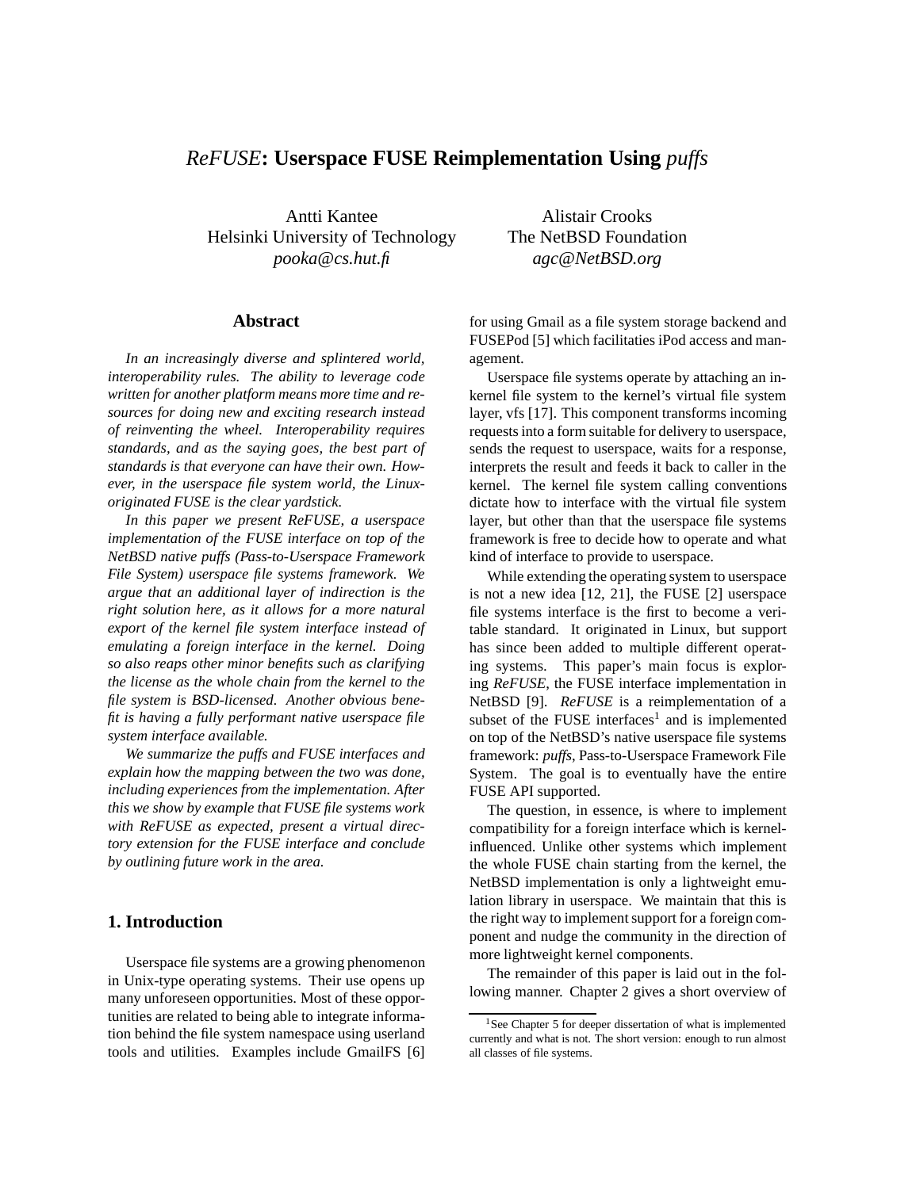# *ReFUSE*: Userspace FUSE Reimplementation Using *puffs*

Antti Kantee
Helsinki University of Technology
*pooka@cs.hut.fi*

Alistair Crooks
The NetBSD Foundation
*agc@NetBSD.org*

## Abstract

*In an increasingly diverse and splintered world, interoperability rules. The ability to leverage code written for another platform means more time and resources for doing new and exciting research instead of reinventing the wheel. Interoperability requires standards, and as the saying goes, the best part of standards is that everyone can have their own. However, in the userspace file system world, the Linux-originated FUSE is the clear yardstick.*

*In this paper we present ReFUSE, a userspace implementation of the FUSE interface on top of the NetBSD native puffs (Pass-to-Userspace Framework File System) userspace file systems framework. We argue that an additional layer of indirection is the right solution here, as it allows for a more natural export of the kernel file system interface instead of emulating a foreign interface in the kernel. Doing so also reaps other minor benefits such as clarifying the license as the whole chain from the kernel to the file system is BSD-licensed. Another obvious benefit is having a fully performant native userspace file system interface available.*

*We summarize the puffs and FUSE interfaces and explain how the mapping between the two was done, including experiences from the implementation. After this we show by example that FUSE file systems work with ReFUSE as expected, present a virtual directory extension for the FUSE interface and conclude by outlining future work in the area.*

## 1. Introduction

Userspace file systems are a growing phenomenon in Unix-type operating systems. Their use opens up many unforeseen opportunities. Most of these opportunities are related to being able to integrate information behind the file system namespace using userland tools and utilities. Examples include GmailFS [6] for using Gmail as a file system storage backend and FUSEPod [5] which facilitaties iPod access and management.

Userspace file systems operate by attaching an in-kernel file system to the kernel's virtual file system layer, vfs [17]. This component transforms incoming requests into a form suitable for delivery to userspace, sends the request to userspace, waits for a response, interprets the result and feeds it back to caller in the kernel. The kernel file system calling conventions dictate how to interface with the virtual file system layer, but other than that the userspace file systems framework is free to decide how to operate and what kind of interface to provide to userspace.

While extending the operating system to userspace is not a new idea [12, 21], the FUSE [2] userspace file systems interface is the first to become a veritable standard. It originated in Linux, but support has since been added to multiple different operating systems. This paper's main focus is exploring *ReFUSE*, the FUSE interface implementation in NetBSD [9]. *ReFUSE* is a reimplementation of a subset of the FUSE interfaces[1] and is implemented on top of the NetBSD's native userspace file systems framework: *puffs*, Pass-to-Userspace Framework File System. The goal is to eventually have the entire FUSE API supported.

The question, in essence, is where to implement compatibility for a foreign interface which is kernel-influenced. Unlike other systems which implement the whole FUSE chain starting from the kernel, the NetBSD implementation is only a lightweight emulation library in userspace. We maintain that this is the right way to implement support for a foreign component and nudge the community in the direction of more lightweight kernel components.

The remainder of this paper is laid out in the following manner. Chapter 2 gives a short overview of

[1] See Chapter 5 for deeper dissertation of what is implemented currently and what is not. The short version: enough to run almost all classes of file systems.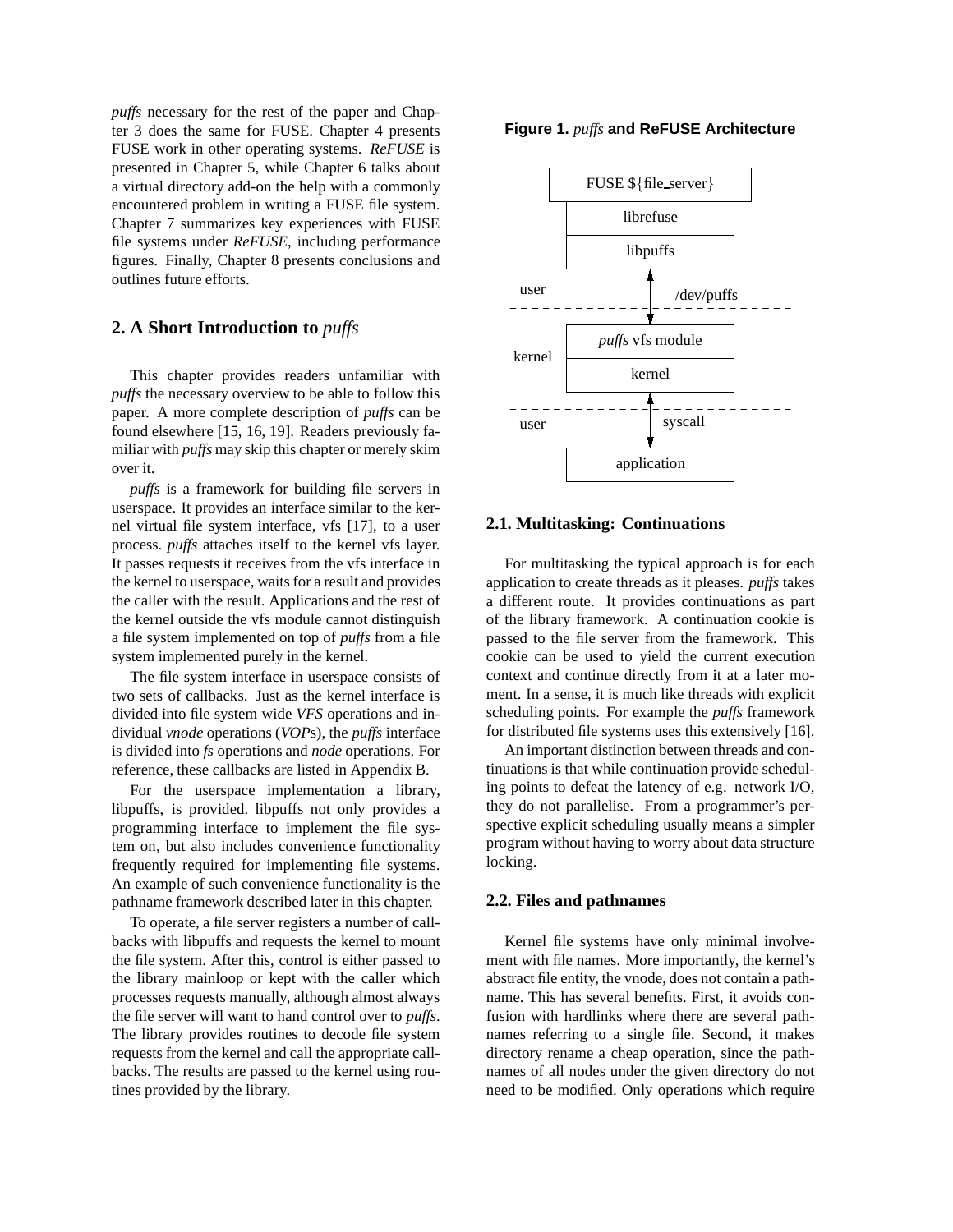*puffs* necessary for the rest of the paper and Chapter 3 does the same for FUSE. Chapter 4 presents FUSE work in other operating systems. *ReFUSE* is presented in Chapter 5, while Chapter 6 talks about a virtual directory add-on the help with a commonly encountered problem in writing a FUSE file system. Chapter 7 summarizes key experiences with FUSE file systems under *ReFUSE*, including performance figures. Finally, Chapter 8 presents conclusions and outlines future efforts.

## 2. A Short Introduction to *puffs*

This chapter provides readers unfamiliar with *puffs* the necessary overview to be able to follow this paper. A more complete description of *puffs* can be found elsewhere [15, 16, 19]. Readers previously familiar with *puffs* may skip this chapter or merely skim over it.

*puffs* is a framework for building file servers in userspace. It provides an interface similar to the kernel virtual file system interface, vfs [17], to a user process. *puffs* attaches itself to the kernel vfs layer. It passes requests it receives from the vfs interface in the kernel to userspace, waits for a result and provides the caller with the result. Applications and the rest of the kernel outside the vfs module cannot distinguish a file system implemented on top of *puffs* from a file system implemented purely in the kernel.

The file system interface in userspace consists of two sets of callbacks. Just as the kernel interface is divided into file system wide *VFS* operations and individual *vnode* operations (*VOP*s), the *puffs* interface is divided into *fs* operations and *node* operations. For reference, these callbacks are listed in Appendix B.

For the userspace implementation a library, libpuffs, is provided. libpuffs not only provides a programming interface to implement the file system on, but also includes convenience functionality frequently required for implementing file systems. An example of such convenience functionality is the pathname framework described later in this chapter.

To operate, a file server registers a number of callbacks with libpuffs and requests the kernel to mount the file system. After this, control is either passed to the library mainloop or kept with the caller which processes requests manually, although almost always the file server will want to hand control over to *puffs*. The library provides routines to decode file system requests from the kernel and call the appropriate callbacks. The results are passed to the kernel using routines provided by the library.

**Figure 1.** *puffs* **and ReFUSE Architecture**

```
        FUSE ${file_server}
            librefuse
            libpuffs
user           ↕        /dev/puffs
- - - - - - - - - - - - - - - - - - -
          puffs vfs module
kernel
             kernel
- - - - - - - - - - - - - - - - - - -
user           ↕        syscall
           application
```

### 2.1. Multitasking: Continuations

For multitasking the typical approach is for each application to create threads as it pleases. *puffs* takes a different route. It provides continuations as part of the library framework. A continuation cookie is passed to the file server from the framework. This cookie can be used to yield the current execution context and continue directly from it at a later moment. In a sense, it is much like threads with explicit scheduling points. For example the *puffs* framework for distributed file systems uses this extensively [16].

An important distinction between threads and continuations is that while continuation provide scheduling points to defeat the latency of e.g. network I/O, they do not parallelise. From a programmer's perspective explicit scheduling usually means a simpler program without having to worry about data structure locking.

### 2.2. Files and pathnames

Kernel file systems have only minimal involvement with file names. More importantly, the kernel's abstract file entity, the vnode, does not contain a pathname. This has several benefits. First, it avoids confusion with hardlinks where there are several pathnames referring to a single file. Second, it makes directory rename a cheap operation, since the pathnames of all nodes under the given directory do not need to be modified. Only operations which require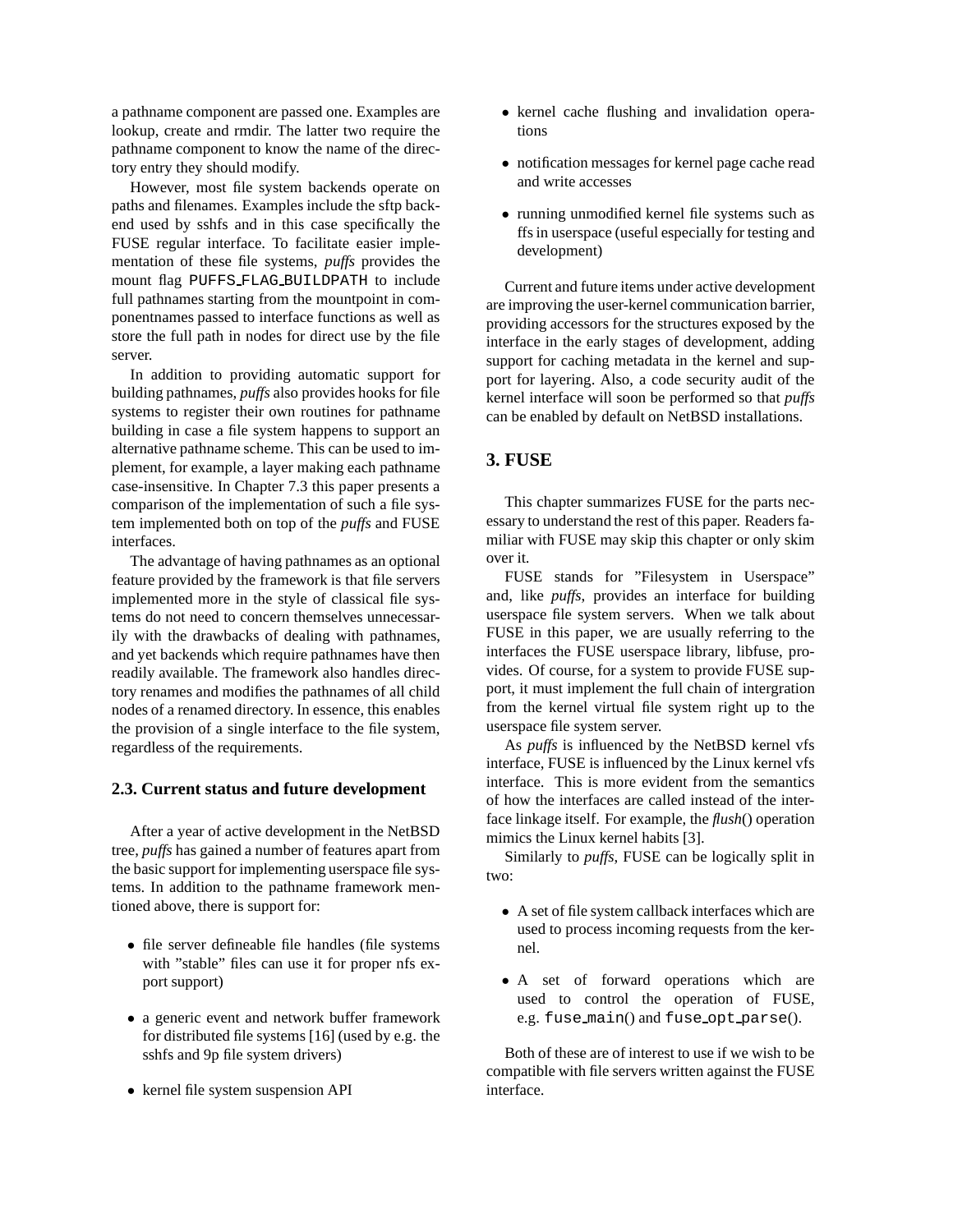a pathname component are passed one. Examples are lookup, create and rmdir. The latter two require the pathname component to know the name of the directory entry they should modify.

However, most file system backends operate on paths and filenames. Examples include the sftp backend used by sshfs and in this case specifically the FUSE regular interface. To facilitate easier implementation of these file systems, *puffs* provides the mount flag `PUFFS_FLAG_BUILDPATH` to include full pathnames starting from the mountpoint in componentnames passed to interface functions as well as store the full path in nodes for direct use by the file server.

In addition to providing automatic support for building pathnames, *puffs* also provides hooks for file systems to register their own routines for pathname building in case a file system happens to support an alternative pathname scheme. This can be used to implement, for example, a layer making each pathname case-insensitive. In Chapter 7.3 this paper presents a comparison of the implementation of such a file system implemented both on top of the *puffs* and FUSE interfaces.

The advantage of having pathnames as an optional feature provided by the framework is that file servers implemented more in the style of classical file systems do not need to concern themselves unnecessarily with the drawbacks of dealing with pathnames, and yet backends which require pathnames have then readily available. The framework also handles directory renames and modifies the pathnames of all child nodes of a renamed directory. In essence, this enables the provision of a single interface to the file system, regardless of the requirements.

### 2.3. Current status and future development

After a year of active development in the NetBSD tree, *puffs* has gained a number of features apart from the basic support for implementing userspace file systems. In addition to the pathname framework mentioned above, there is support for:

- file server defineable file handles (file systems with "stable" files can use it for proper nfs export support)
- a generic event and network buffer framework for distributed file systems [16] (used by e.g. the sshfs and 9p file system drivers)
- kernel file system suspension API
- kernel cache flushing and invalidation operations
- notification messages for kernel page cache read and write accesses
- running unmodified kernel file systems such as ffs in userspace (useful especially for testing and development)

Current and future items under active development are improving the user-kernel communication barrier, providing accessors for the structures exposed by the interface in the early stages of development, adding support for caching metadata in the kernel and support for layering. Also, a code security audit of the kernel interface will soon be performed so that *puffs* can be enabled by default on NetBSD installations.

## 3. FUSE

This chapter summarizes FUSE for the parts necessary to understand the rest of this paper. Readers familiar with FUSE may skip this chapter or only skim over it.

FUSE stands for "Filesystem in Userspace" and, like *puffs*, provides an interface for building userspace file system servers. When we talk about FUSE in this paper, we are usually referring to the interfaces the FUSE userspace library, libfuse, provides. Of course, for a system to provide FUSE support, it must implement the full chain of intergration from the kernel virtual file system right up to the userspace file system server.

As *puffs* is influenced by the NetBSD kernel vfs interface, FUSE is influenced by the Linux kernel vfs interface. This is more evident from the semantics of how the interfaces are called instead of the interface linkage itself. For example, the *flush*() operation mimics the Linux kernel habits [3].

Similarly to *puffs*, FUSE can be logically split in two:

- A set of file system callback interfaces which are used to process incoming requests from the kernel.
- A set of forward operations which are used to control the operation of FUSE, e.g. `fuse_main`() and `fuse_opt_parse`().

Both of these are of interest to use if we wish to be compatible with file servers written against the FUSE interface.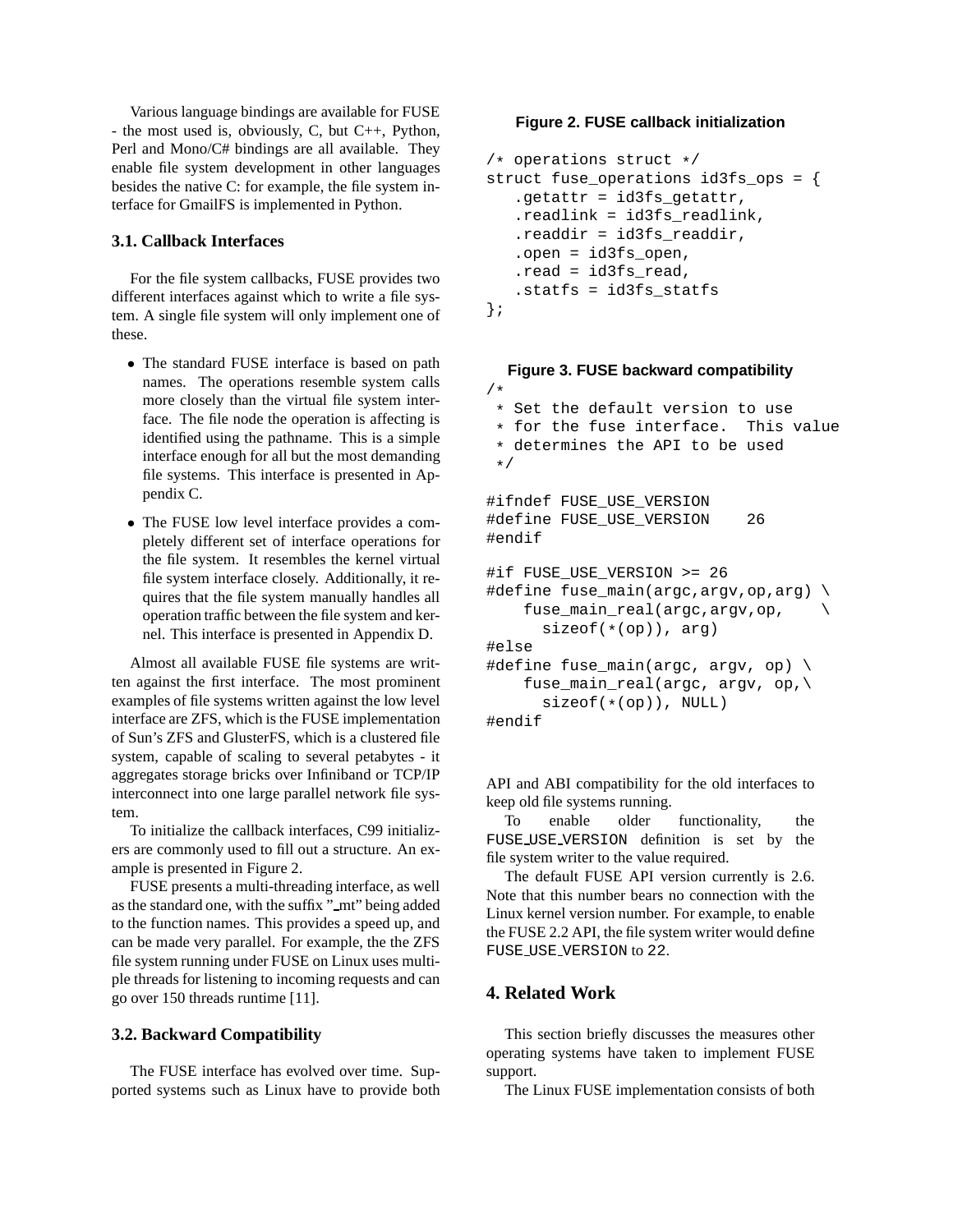Various language bindings are available for FUSE - the most used is, obviously, C, but C++, Python, Perl and Mono/C# bindings are all available. They enable file system development in other languages besides the native C: for example, the file system interface for GmailFS is implemented in Python.

### 3.1. Callback Interfaces

For the file system callbacks, FUSE provides two different interfaces against which to write a file system. A single file system will only implement one of these.

- The standard FUSE interface is based on path names. The operations resemble system calls more closely than the virtual file system interface. The file node the operation is affecting is identified using the pathname. This is a simple interface enough for all but the most demanding file systems. This interface is presented in Appendix C.
- The FUSE low level interface provides a completely different set of interface operations for the file system. It resembles the kernel virtual file system interface closely. Additionally, it requires that the file system manually handles all operation traffic between the file system and kernel. This interface is presented in Appendix D.

Almost all available FUSE file systems are written against the first interface. The most prominent examples of file systems written against the low level interface are ZFS, which is the FUSE implementation of Sun's ZFS and GlusterFS, which is a clustered file system, capable of scaling to several petabytes - it aggregates storage bricks over Infiniband or TCP/IP interconnect into one large parallel network file system.

To initialize the callback interfaces, C99 initializers are commonly used to fill out a structure. An example is presented in Figure 2.

FUSE presents a multi-threading interface, as well as the standard one, with the suffix "_mt" being added to the function names. This provides a speed up, and can be made very parallel. For example, the the ZFS file system running under FUSE on Linux uses multiple threads for listening to incoming requests and can go over 150 threads runtime [11].

### 3.2. Backward Compatibility

The FUSE interface has evolved over time. Supported systems such as Linux have to provide both API and ABI compatibility for the old interfaces to keep old file systems running.

To enable older functionality, the FUSE_USE_VERSION definition is set by the file system writer to the value required.

The default FUSE API version currently is 2.6. Note that this number bears no connection with the Linux kernel version number. For example, to enable the FUSE 2.2 API, the file system writer would define FUSE_USE_VERSION to 22.

**Figure 2. FUSE callback initialization**

```
/* operations struct */
struct fuse_operations id3fs_ops = {
   .getattr = id3fs_getattr,
   .readlink = id3fs_readlink,
   .readdir = id3fs_readdir,
   .open = id3fs_open,
   .read = id3fs_read,
   .statfs = id3fs_statfs
};
```

**Figure 3. FUSE backward compatibility**

```
/*
 * Set the default version to use
 * for the fuse interface.  This value
 * determines the API to be used
 */

#ifndef FUSE_USE_VERSION
#define FUSE_USE_VERSION    26
#endif

#if FUSE_USE_VERSION >= 26
#define fuse_main(argc,argv,op,arg) \
    fuse_main_real(argc,argv,op,    \
      sizeof(*(op)), arg)
#else
#define fuse_main(argc, argv, op) \
    fuse_main_real(argc, argv, op,\
      sizeof(*(op)), NULL)
#endif
```

## 4. Related Work

This section briefly discusses the measures other operating systems have taken to implement FUSE support.

The Linux FUSE implementation consists of both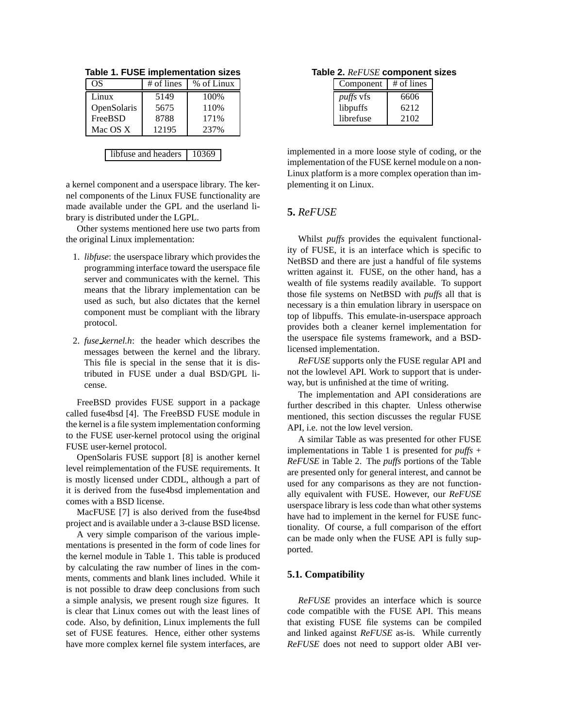**Table 1. FUSE implementation sizes**

| OS | # of lines | % of Linux |
|---|---|---|
| Linux | 5149 | 100% |
| OpenSolaris | 5675 | 110% |
| FreeBSD | 8788 | 171% |
| Mac OS X | 12195 | 237% |

| libfuse and headers | 10369 |
|---|---|

a kernel component and a userspace library. The kernel components of the Linux FUSE functionality are made available under the GPL and the userland library is distributed under the LGPL.

Other systems mentioned here use two parts from the original Linux implementation:

1. *libfuse*: the userspace library which provides the programming interface toward the userspace file server and communicates with the kernel. This means that the library implementation can be used as such, but also dictates that the kernel component must be compliant with the library protocol.
2. *fuse_kernel.h*: the header which describes the messages between the kernel and the library. This file is special in the sense that it is distributed in FUSE under a dual BSD/GPL license.

FreeBSD provides FUSE support in a package called fuse4bsd [4]. The FreeBSD FUSE module in the kernel is a file system implementation conforming to the FUSE user-kernel protocol using the original FUSE user-kernel protocol.

OpenSolaris FUSE support [8] is another kernel level reimplementation of the FUSE requirements. It is mostly licensed under CDDL, although a part of it is derived from the fuse4bsd implementation and comes with a BSD license.

MacFUSE [7] is also derived from the fuse4bsd project and is available under a 3-clause BSD license.

A very simple comparison of the various implementations is presented in the form of code lines for the kernel module in Table 1. This table is produced by calculating the raw number of lines in the comments, comments and blank lines included. While it is not possible to draw deep conclusions from such a simple analysis, we present rough size figures. It is clear that Linux comes out with the least lines of code. Also, by definition, Linux implements the full set of FUSE features. Hence, either other systems have more complex kernel file system interfaces, are implemented in a more loose style of coding, or the implementation of the FUSE kernel module on a non-Linux platform is a more complex operation than implementing it on Linux.

**Table 2. *ReFUSE* component sizes**

| Component | # of lines |
|---|---|
| *puffs* vfs | 6606 |
| libpuffs | 6212 |
| librefuse | 2102 |

## 5. *ReFUSE*

Whilst *puffs* provides the equivalent functionality of FUSE, it is an interface which is specific to NetBSD and there are just a handful of file systems written against it. FUSE, on the other hand, has a wealth of file systems readily available. To support those file systems on NetBSD with *puffs* all that is necessary is a thin emulation library in userspace on top of libpuffs. This emulate-in-userspace approach provides both a cleaner kernel implementation for the userspace file systems framework, and a BSD-licensed implementation.

*ReFUSE* supports only the FUSE regular API and not the lowlevel API. Work to support that is underway, but is unfinished at the time of writing.

The implementation and API considerations are further described in this chapter. Unless otherwise mentioned, this section discusses the regular FUSE API, i.e. not the low level version.

A similar Table as was presented for other FUSE implementations in Table 1 is presented for *puffs* + *ReFUSE* in Table 2. The *puffs* portions of the Table are presented only for general interest, and cannot be used for any comparisons as they are not functionally equivalent with FUSE. However, our *ReFUSE* userspace library is less code than what other systems have had to implement in the kernel for FUSE functionality. Of course, a full comparison of the effort can be made only when the FUSE API is fully supported.

### 5.1. Compatibility

*ReFUSE* provides an interface which is source code compatible with the FUSE API. This means that existing FUSE file systems can be compiled and linked against *ReFUSE* as-is. While currently *ReFUSE* does not need to support older ABI ver-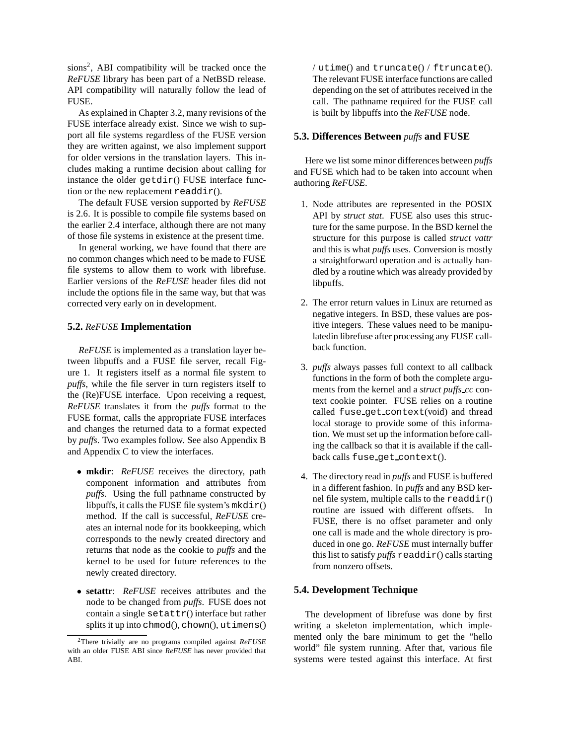sions[2], ABI compatibility will be tracked once the *ReFUSE* library has been part of a NetBSD release. API compatibility will naturally follow the lead of FUSE.

As explained in Chapter 3.2, many revisions of the FUSE interface already exist. Since we wish to support all file systems regardless of the FUSE version they are written against, we also implement support for older versions in the translation layers. This includes making a runtime decision about calling for instance the older `getdir()` FUSE interface function or the new replacement `readdir()`.

The default FUSE version supported by *ReFUSE* is 2.6. It is possible to compile file systems based on the earlier 2.4 interface, although there are not many of those file systems in existence at the present time.

In general working, we have found that there are no common changes which need to be made to FUSE file systems to allow them to work with librefuse. Earlier versions of the *ReFUSE* header files did not include the options file in the same way, but that was corrected very early on in development.

### 5.2. *ReFUSE* Implementation

*ReFUSE* is implemented as a translation layer between libpuffs and a FUSE file server, recall Figure 1. It registers itself as a normal file system to *puffs*, while the file server in turn registers itself to the (Re)FUSE interface. Upon receiving a request, *ReFUSE* translates it from the *puffs* format to the FUSE format, calls the appropriate FUSE interfaces and changes the returned data to a format expected by *puffs*. Two examples follow. See also Appendix B and Appendix C to view the interfaces.

- **mkdir**: *ReFUSE* receives the directory, path component information and attributes from *puffs*. Using the full pathname constructed by libpuffs, it calls the FUSE file system's `mkdir()` method. If the call is successful, *ReFUSE* creates an internal node for its bookkeeping, which corresponds to the newly created directory and returns that node as the cookie to *puffs* and the kernel to be used for future references to the newly created directory.
- **setattr**: *ReFUSE* receives attributes and the node to be changed from *puffs*. FUSE does not contain a single `setattr()` interface but rather splits it up into `chmod()`, `chown()`, `utimens()` / `utime()` and `truncate()` / `ftruncate()`. The relevant FUSE interface functions are called depending on the set of attributes received in the call. The pathname required for the FUSE call is built by libpuffs into the *ReFUSE* node.

[2]There trivially are no programs compiled against *ReFUSE* with an older FUSE ABI since *ReFUSE* has never provided that ABI.

### 5.3. Differences Between *puffs* and FUSE

Here we list some minor differences between *puffs* and FUSE which had to be taken into account when authoring *ReFUSE*.

1. Node attributes are represented in the POSIX API by *struct stat*. FUSE also uses this structure for the same purpose. In the BSD kernel the structure for this purpose is called *struct vattr* and this is what *puffs* uses. Conversion is mostly a straightforward operation and is actually handled by a routine which was already provided by libpuffs.
2. The error return values in Linux are returned as negative integers. In BSD, these values are positive integers. These values need to be manipulatedin librefuse after processing any FUSE callback function.
3. *puffs* always passes full context to all callback functions in the form of both the complete arguments from the kernel and a *struct puffs_cc* context cookie pointer. FUSE relies on a routine called `fuse_get_context(void)` and thread local storage to provide some of this information. We must set up the information before calling the callback so that it is available if the callback calls `fuse_get_context()`.
4. The directory read in *puffs* and FUSE is buffered in a different fashion. In *puffs* and any BSD kernel file system, multiple calls to the `readdir()` routine are issued with different offsets. In FUSE, there is no offset parameter and only one call is made and the whole directory is produced in one go. *ReFUSE* must internally buffer this list to satisfy *puffs* `readdir()` calls starting from nonzero offsets.

### 5.4. Development Technique

The development of librefuse was done by first writing a skeleton implementation, which implemented only the bare minimum to get the "hello world" file system running. After that, various file systems were tested against this interface. At first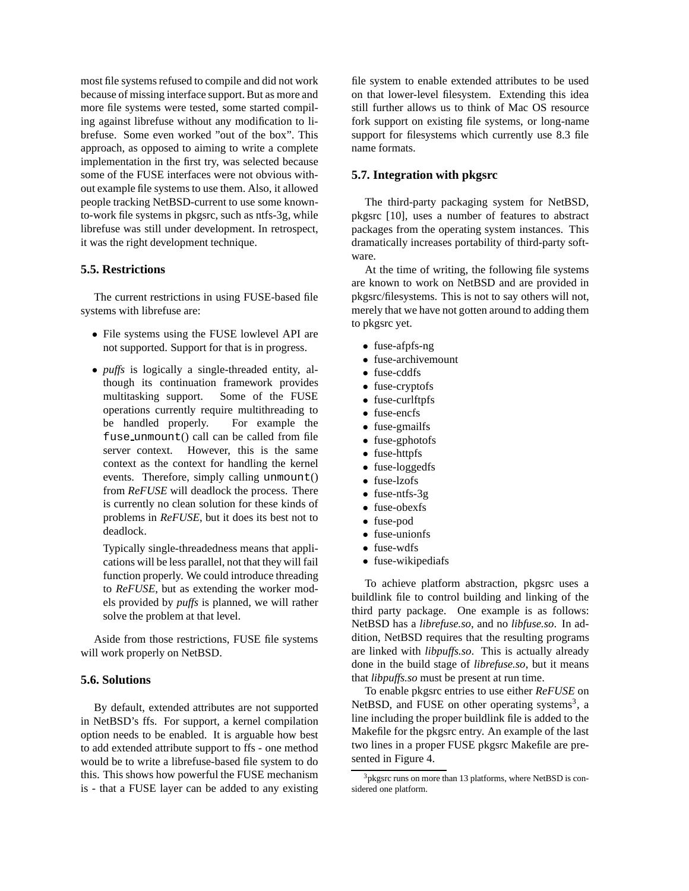most file systems refused to compile and did not work because of missing interface support. But as more and more file systems were tested, some started compiling against librefuse without any modification to librefuse. Some even worked "out of the box". This approach, as opposed to aiming to write a complete implementation in the first try, was selected because some of the FUSE interfaces were not obvious without example file systems to use them. Also, it allowed people tracking NetBSD-current to use some known-to-work file systems in pkgsrc, such as ntfs-3g, while librefuse was still under development. In retrospect, it was the right development technique.

### 5.5. Restrictions

The current restrictions in using FUSE-based file systems with librefuse are:

- File systems using the FUSE lowlevel API are not supported. Support for that is in progress.
- *puffs* is logically a single-threaded entity, although its continuation framework provides multitasking support. Some of the FUSE operations currently require multithreading to be handled properly. For example the `fuse_unmount()` call can be called from file server context. However, this is the same context as the context for handling the kernel events. Therefore, simply calling `unmount()` from *ReFUSE* will deadlock the process. There is currently no clean solution for these kinds of problems in *ReFUSE*, but it does its best not to deadlock.

  Typically single-threadedness means that applications will be less parallel, not that they will fail function properly. We could introduce threading to *ReFUSE*, but as extending the worker models provided by *puffs* is planned, we will rather solve the problem at that level.

Aside from those restrictions, FUSE file systems will work properly on NetBSD.

### 5.6. Solutions

By default, extended attributes are not supported in NetBSD's ffs. For support, a kernel compilation option needs to be enabled. It is arguable how best to add extended attribute support to ffs - one method would be to write a librefuse-based file system to do this. This shows how powerful the FUSE mechanism is - that a FUSE layer can be added to any existing file system to enable extended attributes to be used on that lower-level filesystem. Extending this idea still further allows us to think of Mac OS resource fork support on existing file systems, or long-name support for filesystems which currently use 8.3 file name formats.

### 5.7. Integration with pkgsrc

The third-party packaging system for NetBSD, pkgsrc [10], uses a number of features to abstract packages from the operating system instances. This dramatically increases portability of third-party software.

At the time of writing, the following file systems are known to work on NetBSD and are provided in pkgsrc/filesystems. This is not to say others will not, merely that we have not gotten around to adding them to pkgsrc yet.

- fuse-afpfs-ng
- fuse-archivemount
- fuse-cddfs
- fuse-cryptofs
- fuse-curlftpfs
- fuse-encfs
- fuse-gmailfs
- fuse-gphotofs
- fuse-httpfs
- fuse-loggedfs
- fuse-lzofs
- fuse-ntfs-3g
- fuse-obexfs
- fuse-pod
- fuse-unionfs
- fuse-wdfs
- fuse-wikipediafs

To achieve platform abstraction, pkgsrc uses a buildlink file to control building and linking of the third party package. One example is as follows: NetBSD has a *librefuse.so*, and no *libfuse.so*. In addition, NetBSD requires that the resulting programs are linked with *libpuffs.so*. This is actually already done in the build stage of *librefuse.so*, but it means that *libpuffs.so* must be present at run time.

To enable pkgsrc entries to use either *ReFUSE* on NetBSD, and FUSE on other operating systems[3], a line including the proper buildlink file is added to the Makefile for the pkgsrc entry. An example of the last two lines in a proper FUSE pkgsrc Makefile are presented in Figure 4.

[3] pkgsrc runs on more than 13 platforms, where NetBSD is considered one platform.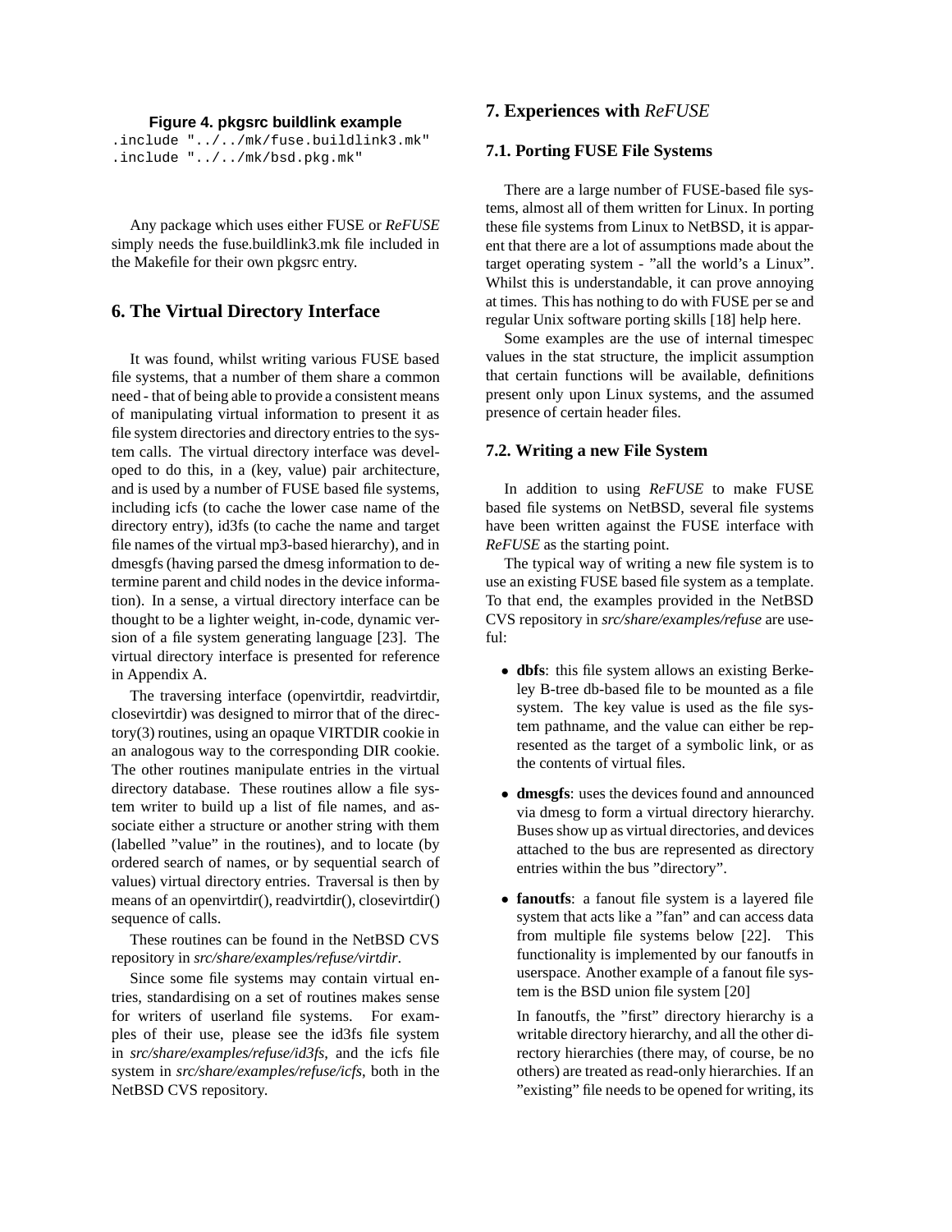**Figure 4. pkgsrc buildlink example**

```
.include "../../mk/fuse.buildlink3.mk"
.include "../../mk/bsd.pkg.mk"
```

Any package which uses either FUSE or *ReFUSE* simply needs the fuse.buildlink3.mk file included in the Makefile for their own pkgsrc entry.

## 6. The Virtual Directory Interface

It was found, whilst writing various FUSE based file systems, that a number of them share a common need - that of being able to provide a consistent means of manipulating virtual information to present it as file system directories and directory entries to the system calls. The virtual directory interface was developed to do this, in a (key, value) pair architecture, and is used by a number of FUSE based file systems, including icfs (to cache the lower case name of the directory entry), id3fs (to cache the name and target file names of the virtual mp3-based hierarchy), and in dmesgfs (having parsed the dmesg information to determine parent and child nodes in the device information). In a sense, a virtual directory interface can be thought to be a lighter weight, in-code, dynamic version of a file system generating language [23]. The virtual directory interface is presented for reference in Appendix A.

The traversing interface (openvirtdir, readvirtdir, closevirtdir) was designed to mirror that of the directory(3) routines, using an opaque VIRTDIR cookie in an analogous way to the corresponding DIR cookie. The other routines manipulate entries in the virtual directory database. These routines allow a file system writer to build up a list of file names, and associate either a structure or another string with them (labelled "value" in the routines), and to locate (by ordered search of names, or by sequential search of values) virtual directory entries. Traversal is then by means of an openvirtdir(), readvirtdir(), closevirtdir() sequence of calls.

These routines can be found in the NetBSD CVS repository in *src/share/examples/refuse/virtdir*.

Since some file systems may contain virtual entries, standardising on a set of routines makes sense for writers of userland file systems. For examples of their use, please see the id3fs file system in *src/share/examples/refuse/id3fs*, and the icfs file system in *src/share/examples/refuse/icfs*, both in the NetBSD CVS repository.

## 7. Experiences with *ReFUSE*

### 7.1. Porting FUSE File Systems

There are a large number of FUSE-based file systems, almost all of them written for Linux. In porting these file systems from Linux to NetBSD, it is apparent that there are a lot of assumptions made about the target operating system - "all the world's a Linux". Whilst this is understandable, it can prove annoying at times. This has nothing to do with FUSE per se and regular Unix software porting skills [18] help here.

Some examples are the use of internal timespec values in the stat structure, the implicit assumption that certain functions will be available, definitions present only upon Linux systems, and the assumed presence of certain header files.

### 7.2. Writing a new File System

In addition to using *ReFUSE* to make FUSE based file systems on NetBSD, several file systems have been written against the FUSE interface with *ReFUSE* as the starting point.

The typical way of writing a new file system is to use an existing FUSE based file system as a template. To that end, the examples provided in the NetBSD CVS repository in *src/share/examples/refuse* are useful:

- **dbfs**: this file system allows an existing Berkeley B-tree db-based file to be mounted as a file system. The key value is used as the file system pathname, and the value can either be represented as the target of a symbolic link, or as the contents of virtual files.

- **dmesgfs**: uses the devices found and announced via dmesg to form a virtual directory hierarchy. Buses show up as virtual directories, and devices attached to the bus are represented as directory entries within the bus "directory".

- **fanoutfs**: a fanout file system is a layered file system that acts like a "fan" and can access data from multiple file systems below [22]. This functionality is implemented by our fanoutfs in userspace. Another example of a fanout file system is the BSD union file system [20]

  In fanoutfs, the "first" directory hierarchy is a writable directory hierarchy, and all the other directory hierarchies (there may, of course, be no others) are treated as read-only hierarchies. If an "existing" file needs to be opened for writing, its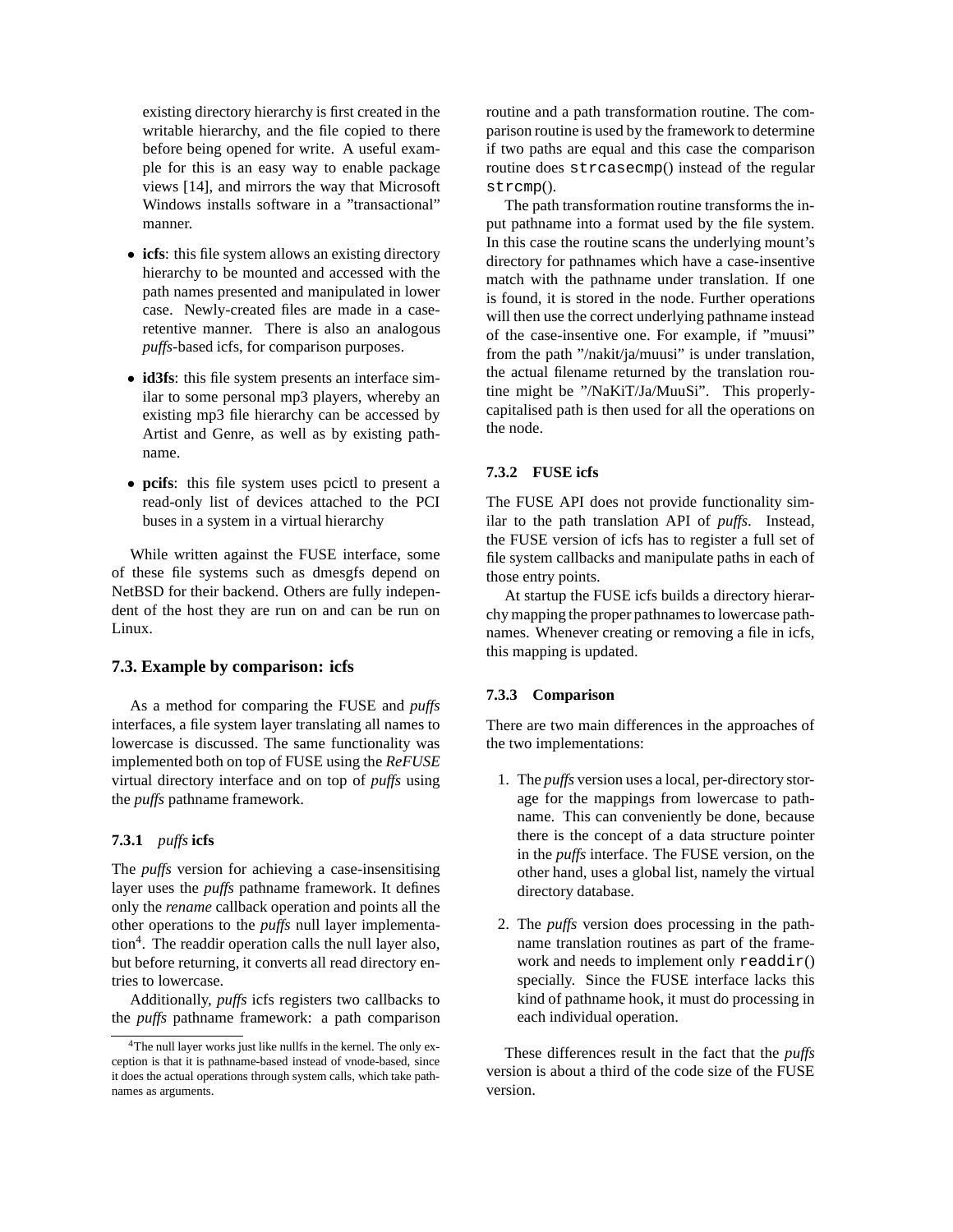existing directory hierarchy is first created in the writable hierarchy, and the file copied to there before being opened for write. A useful example for this is an easy way to enable package views [14], and mirrors the way that Microsoft Windows installs software in a "transactional" manner.

- **icfs**: this file system allows an existing directory hierarchy to be mounted and accessed with the path names presented and manipulated in lower case. Newly-created files are made in a case-retentive manner. There is also an analogous *puffs*-based icfs, for comparison purposes.
- **id3fs**: this file system presents an interface similar to some personal mp3 players, whereby an existing mp3 file hierarchy can be accessed by Artist and Genre, as well as by existing pathname.
- **pcifs**: this file system uses pcictl to present a read-only list of devices attached to the PCI buses in a system in a virtual hierarchy

While written against the FUSE interface, some of these file systems such as dmesgfs depend on NetBSD for their backend. Others are fully independent of the host they are run on and can be run on Linux.

## 7.3. Example by comparison: icfs

As a method for comparing the FUSE and *puffs* interfaces, a file system layer translating all names to lowercase is discussed. The same functionality was implemented both on top of FUSE using the *ReFUSE* virtual directory interface and on top of *puffs* using the *puffs* pathname framework.

### 7.3.1 *puffs* icfs

The *puffs* version for achieving a case-insensitising layer uses the *puffs* pathname framework. It defines only the *rename* callback operation and points all the other operations to the *puffs* null layer implementation[4]. The readdir operation calls the null layer also, but before returning, it converts all read directory entries to lowercase.

Additionally, *puffs* icfs registers two callbacks to the *puffs* pathname framework: a path comparison routine and a path transformation routine. The comparison routine is used by the framework to determine if two paths are equal and this case the comparison routine does `strcasecmp()` instead of the regular `strcmp()`.

The path transformation routine transforms the input pathname into a format used by the file system. In this case the routine scans the underlying mount's directory for pathnames which have a case-insentive match with the pathname under translation. If one is found, it is stored in the node. Further operations will then use the correct underlying pathname instead of the case-insentive one. For example, if "muusi" from the path "/nakit/ja/muusi" is under translation, the actual filename returned by the translation routine might be "/NaKiT/Ja/MuuSi". This properly-capitalised path is then used for all the operations on the node.

### 7.3.2 FUSE icfs

The FUSE API does not provide functionality similar to the path translation API of *puffs*. Instead, the FUSE version of icfs has to register a full set of file system callbacks and manipulate paths in each of those entry points.

At startup the FUSE icfs builds a directory hierarchy mapping the proper pathnames to lowercase pathnames. Whenever creating or removing a file in icfs, this mapping is updated.

### 7.3.3 Comparison

There are two main differences in the approaches of the two implementations:

1. The *puffs* version uses a local, per-directory storage for the mappings from lowercase to pathname. This can conveniently be done, because there is the concept of a data structure pointer in the *puffs* interface. The FUSE version, on the other hand, uses a global list, namely the virtual directory database.
2. The *puffs* version does processing in the pathname translation routines as part of the framework and needs to implement only `readdir()` specially. Since the FUSE interface lacks this kind of pathname hook, it must do processing in each individual operation.

These differences result in the fact that the *puffs* version is about a third of the code size of the FUSE version.

---

[4] The null layer works just like nullfs in the kernel. The only exception is that it is pathname-based instead of vnode-based, since it does the actual operations through system calls, which take pathnames as arguments.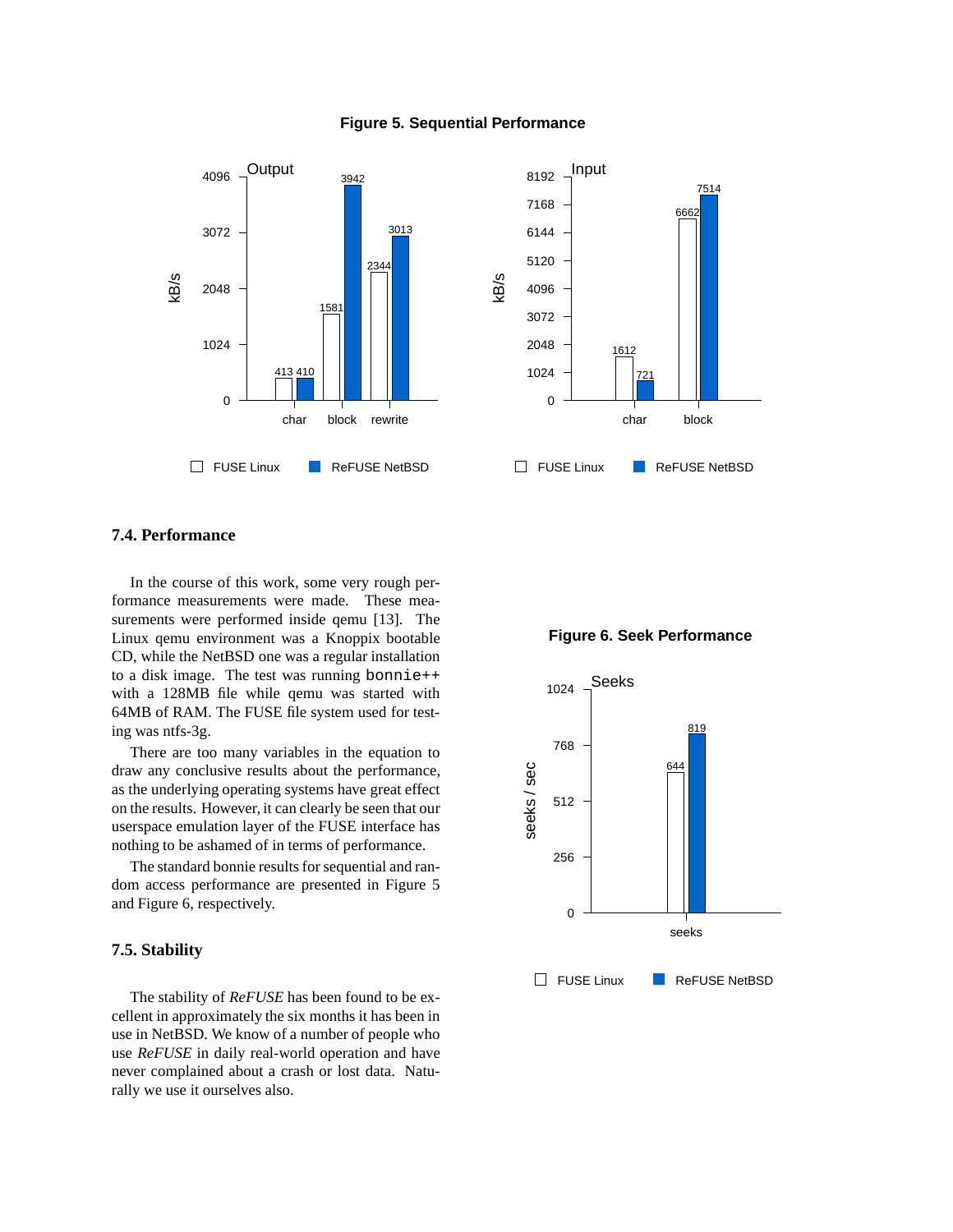**Figure 5. Sequential Performance**

**Figure 6. Seek Performance**

### 7.4. Performance

In the course of this work, some very rough performance measurements were made. These measurements were performed inside qemu [13]. The Linux qemu environment was a Knoppix bootable CD, while the NetBSD one was a regular installation to a disk image. The test was running `bonnie++` with a 128MB file while qemu was started with 64MB of RAM. The FUSE file system used for testing was ntfs-3g.

There are too many variables in the equation to draw any conclusive results about the performance, as the underlying operating systems have great effect on the results. However, it can clearly be seen that our userspace emulation layer of the FUSE interface has nothing to be ashamed of in terms of performance.

The standard bonnie results for sequential and random access performance are presented in Figure 5 and Figure 6, respectively.

### 7.5. Stability

The stability of *ReFUSE* has been found to be excellent in approximately the six months it has been in use in NetBSD. We know of a number of people who use *ReFUSE* in daily real-world operation and have never complained about a crash or lost data. Naturally we use it ourselves also.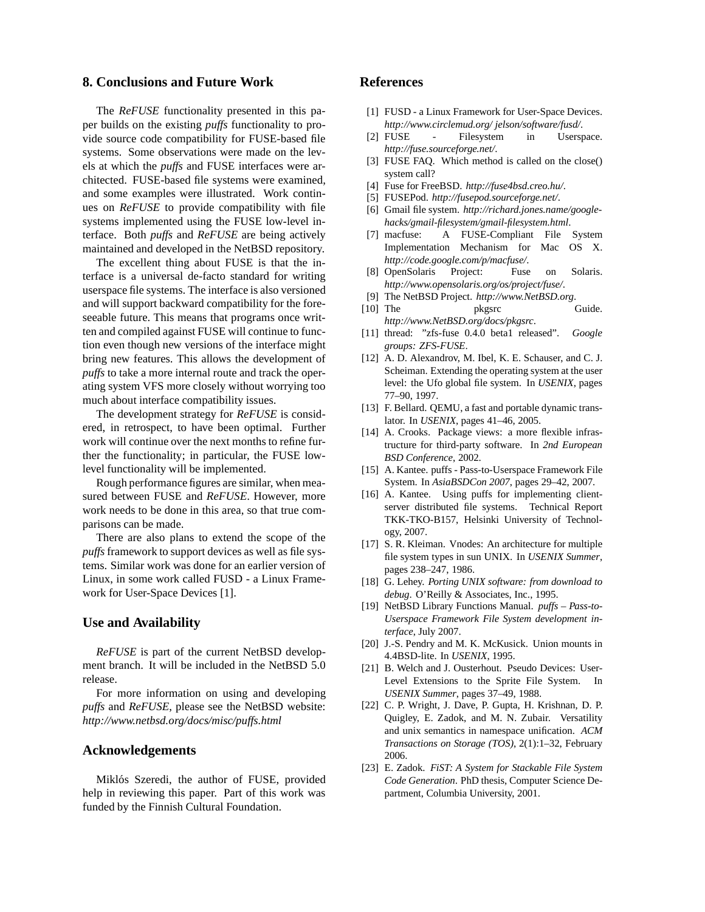## 8. Conclusions and Future Work

The *ReFUSE* functionality presented in this paper builds on the existing *puffs* functionality to provide source code compatibility for FUSE-based file systems. Some observations were made on the levels at which the *puffs* and FUSE interfaces were architected. FUSE-based file systems were examined, and some examples were illustrated. Work continues on *ReFUSE* to provide compatibility with file systems implemented using the FUSE low-level interface. Both *puffs* and *ReFUSE* are being actively maintained and developed in the NetBSD repository.

The excellent thing about FUSE is that the interface is a universal de-facto standard for writing userspace file systems. The interface is also versioned and will support backward compatibility for the foreseeable future. This means that programs once written and compiled against FUSE will continue to function even though new versions of the interface might bring new features. This allows the development of *puffs* to take a more internal route and track the operating system VFS more closely without worrying too much about interface compatibility issues.

The development strategy for *ReFUSE* is considered, in retrospect, to have been optimal. Further work will continue over the next months to refine further the functionality; in particular, the FUSE low-level functionality will be implemented.

Rough performance figures are similar, when measured between FUSE and *ReFUSE*. However, more work needs to be done in this area, so that true comparisons can be made.

There are also plans to extend the scope of the *puffs* framework to support devices as well as file systems. Similar work was done for an earlier version of Linux, in some work called FUSD - a Linux Framework for User-Space Devices [1].

## Use and Availability

*ReFUSE* is part of the current NetBSD development branch. It will be included in the NetBSD 5.0 release.

For more information on using and developing *puffs* and *ReFUSE*, please see the NetBSD website: *http://www.netbsd.org/docs/misc/puffs.html*

## Acknowledgements

Miklós Szeredi, the author of FUSE, provided help in reviewing this paper. Part of this work was funded by the Finnish Cultural Foundation.

## References

[1] FUSD - a Linux Framework for User-Space Devices. *http://www.circlemud.org/ jelson/software/fusd/*.

[2] FUSE - Filesystem in Userspace. *http://fuse.sourceforge.net/*.

[3] FUSE FAQ. Which method is called on the close() system call?

[4] Fuse for FreeBSD. *http://fuse4bsd.creo.hu/*.

[5] FUSEPod. *http://fusepod.sourceforge.net/*.

[6] Gmail file system. *http://richard.jones.name/google-hacks/gmail-filesystem/gmail-filesystem.html*.

[7] macfuse: A FUSE-Compliant File System Implementation Mechanism for Mac OS X. *http://code.google.com/p/macfuse/*.

[8] OpenSolaris Project: Fuse on Solaris. *http://www.opensolaris.org/os/project/fuse/*.

[9] The NetBSD Project. *http://www.NetBSD.org*.

[10] The pkgsrc Guide. *http://www.NetBSD.org/docs/pkgsrc*.

[11] thread: "zfs-fuse 0.4.0 beta1 released". *Google groups: ZFS-FUSE*.

[12] A. D. Alexandrov, M. Ibel, K. E. Schauser, and C. J. Scheiman. Extending the operating system at the user level: the Ufo global file system. In *USENIX*, pages 77–90, 1997.

[13] F. Bellard. QEMU, a fast and portable dynamic translator. In *USENIX*, pages 41–46, 2005.

[14] A. Crooks. Package views: a more flexible infrastructure for third-party software. In *2nd European BSD Conference*, 2002.

[15] A. Kantee. puffs - Pass-to-Userspace Framework File System. In *AsiaBSDCon 2007*, pages 29–42, 2007.

[16] A. Kantee. Using puffs for implementing client-server distributed file systems. Technical Report TKK-TKO-B157, Helsinki University of Technology, 2007.

[17] S. R. Kleiman. Vnodes: An architecture for multiple file system types in sun UNIX. In *USENIX Summer*, pages 238–247, 1986.

[18] G. Lehey. *Porting UNIX software: from download to debug*. O'Reilly & Associates, Inc., 1995.

[19] NetBSD Library Functions Manual. *puffs – Pass-to-Userspace Framework File System development interface*, July 2007.

[20] J.-S. Pendry and M. K. McKusick. Union mounts in 4.4BSD-lite. In *USENIX*, 1995.

[21] B. Welch and J. Ousterhout. Pseudo Devices: User-Level Extensions to the Sprite File System. In *USENIX Summer*, pages 37–49, 1988.

[22] C. P. Wright, J. Dave, P. Gupta, H. Krishnan, D. P. Quigley, E. Zadok, and M. N. Zubair. Versatility and unix semantics in namespace unification. *ACM Transactions on Storage (TOS)*, 2(1):1–32, February 2006.

[23] E. Zadok. *FiST: A System for Stackable File System Code Generation*. PhD thesis, Computer Science Department, Columbia University, 2001.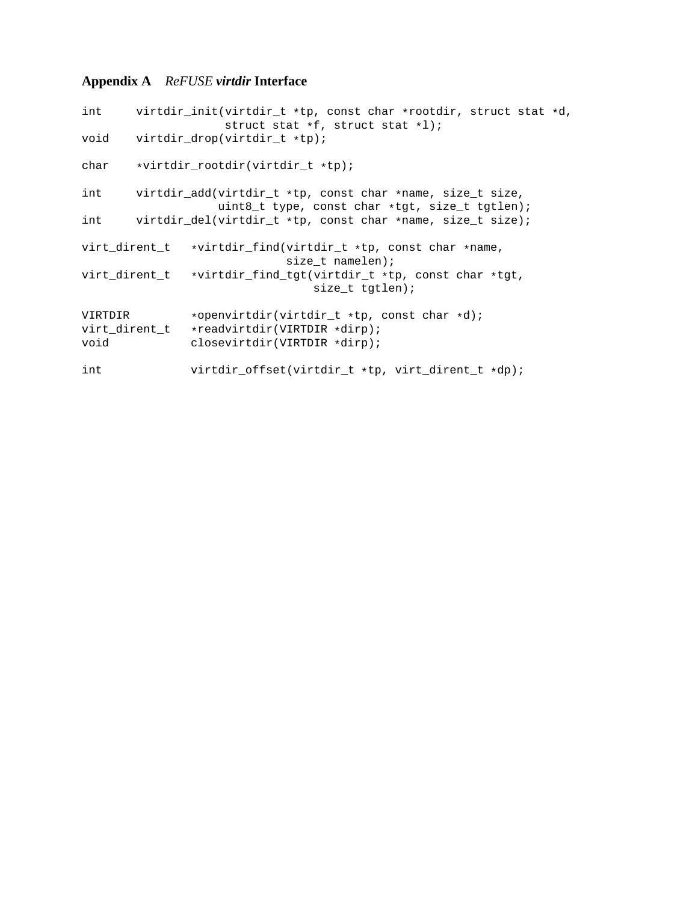## Appendix A *ReFUSE **virtdir*** Interface

```
int     virtdir_init(virtdir_t *tp, const char *rootdir, struct stat *d,
                     struct stat *f, struct stat *l);
void    virtdir_drop(virtdir_t *tp);

char    *virtdir_rootdir(virtdir_t *tp);

int     virtdir_add(virtdir_t *tp, const char *name, size_t size,
                    uint8_t type, const char *tgt, size_t tgtlen);
int     virtdir_del(virtdir_t *tp, const char *name, size_t size);

virt_dirent_t   *virtdir_find(virtdir_t *tp, const char *name,
                              size_t namelen);
virt_dirent_t   *virtdir_find_tgt(virtdir_t *tp, const char *tgt,
                                  size_t tgtlen);

VIRTDIR         *openvirtdir(virtdir_t *tp, const char *d);
virt_dirent_t   *readvirtdir(VIRTDIR *dirp);
void            closevirtdir(VIRTDIR *dirp);

int             virtdir_offset(virtdir_t *tp, virt_dirent_t *dp);
```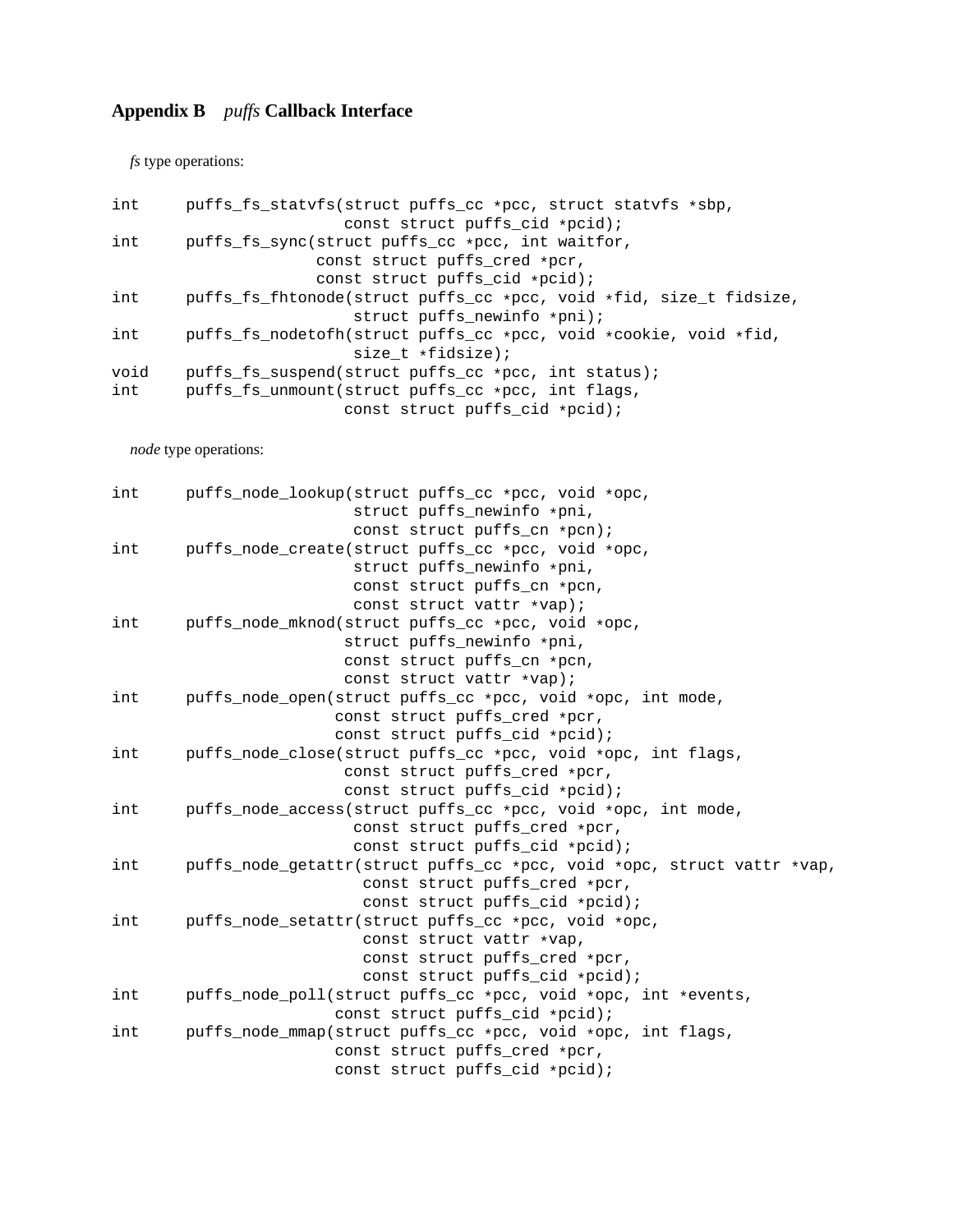## Appendix B *puffs* Callback Interface

*fs* type operations:

```
int     puffs_fs_statvfs(struct puffs_cc *pcc, struct statvfs *sbp,
                         const struct puffs_cid *pcid);
int     puffs_fs_sync(struct puffs_cc *pcc, int waitfor,
                      const struct puffs_cred *pcr,
                      const struct puffs_cid *pcid);
int     puffs_fs_fhtonode(struct puffs_cc *pcc, void *fid, size_t fidsize,
                          struct puffs_newinfo *pni);
int     puffs_fs_nodetofh(struct puffs_cc *pcc, void *cookie, void *fid,
                          size_t *fidsize);
void    puffs_fs_suspend(struct puffs_cc *pcc, int status);
int     puffs_fs_unmount(struct puffs_cc *pcc, int flags,
                         const struct puffs_cid *pcid);
```

*node* type operations:

```
int     puffs_node_lookup(struct puffs_cc *pcc, void *opc,
                          struct puffs_newinfo *pni,
                          const struct puffs_cn *pcn);
int     puffs_node_create(struct puffs_cc *pcc, void *opc,
                          struct puffs_newinfo *pni,
                          const struct puffs_cn *pcn,
                          const struct vattr *vap);
int     puffs_node_mknod(struct puffs_cc *pcc, void *opc,
                         struct puffs_newinfo *pni,
                         const struct puffs_cn *pcn,
                         const struct vattr *vap);
int     puffs_node_open(struct puffs_cc *pcc, void *opc, int mode,
                        const struct puffs_cred *pcr,
                        const struct puffs_cid *pcid);
int     puffs_node_close(struct puffs_cc *pcc, void *opc, int flags,
                         const struct puffs_cred *pcr,
                         const struct puffs_cid *pcid);
int     puffs_node_access(struct puffs_cc *pcc, void *opc, int mode,
                          const struct puffs_cred *pcr,
                          const struct puffs_cid *pcid);
int     puffs_node_getattr(struct puffs_cc *pcc, void *opc, struct vattr *vap,
                           const struct puffs_cred *pcr,
                           const struct puffs_cid *pcid);
int     puffs_node_setattr(struct puffs_cc *pcc, void *opc,
                           const struct vattr *vap,
                           const struct puffs_cred *pcr,
                           const struct puffs_cid *pcid);
int     puffs_node_poll(struct puffs_cc *pcc, void *opc, int *events,
                        const struct puffs_cid *pcid);
int     puffs_node_mmap(struct puffs_cc *pcc, void *opc, int flags,
                        const struct puffs_cred *pcr,
                        const struct puffs_cid *pcid);
```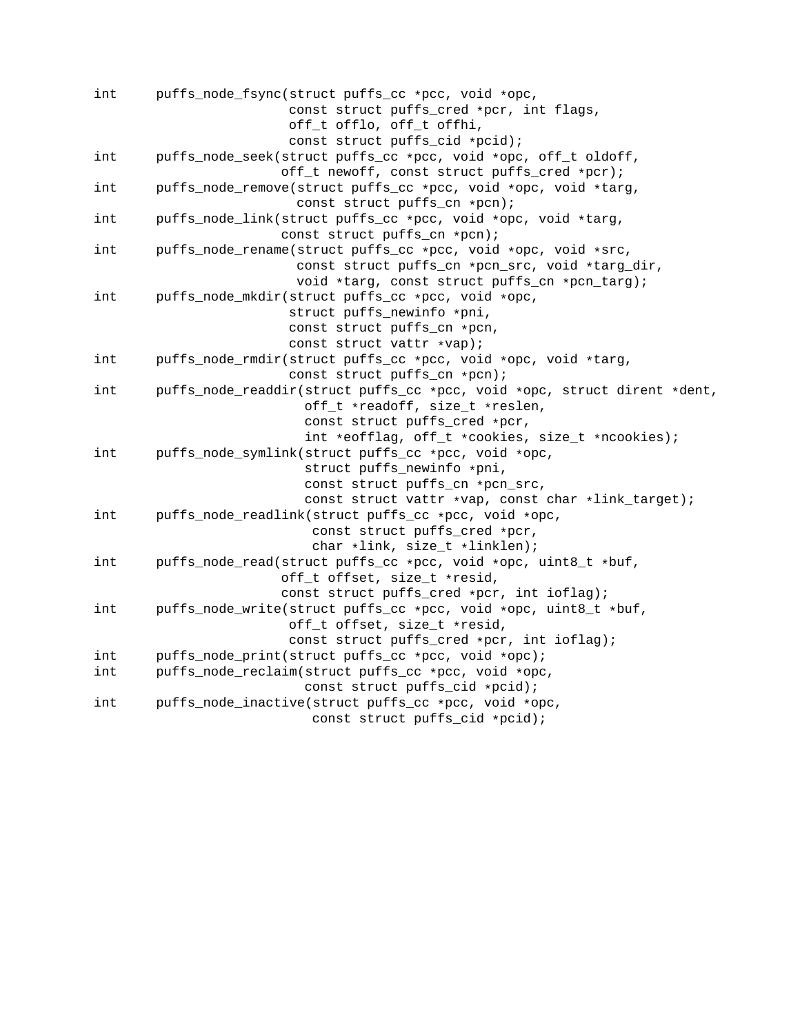```
int     puffs_node_fsync(struct puffs_cc *pcc, void *opc,
                         const struct puffs_cred *pcr, int flags,
                         off_t offlo, off_t offhi,
                         const struct puffs_cid *pcid);
int     puffs_node_seek(struct puffs_cc *pcc, void *opc, off_t oldoff,
                        off_t newoff, const struct puffs_cred *pcr);
int     puffs_node_remove(struct puffs_cc *pcc, void *opc, void *targ,
                          const struct puffs_cn *pcn);
int     puffs_node_link(struct puffs_cc *pcc, void *opc, void *targ,
                        const struct puffs_cn *pcn);
int     puffs_node_rename(struct puffs_cc *pcc, void *opc, void *src,
                          const struct puffs_cn *pcn_src, void *targ_dir,
                          void *targ, const struct puffs_cn *pcn_targ);
int     puffs_node_mkdir(struct puffs_cc *pcc, void *opc,
                         struct puffs_newinfo *pni,
                         const struct puffs_cn *pcn,
                         const struct vattr *vap);
int     puffs_node_rmdir(struct puffs_cc *pcc, void *opc, void *targ,
                         const struct puffs_cn *pcn);
int     puffs_node_readdir(struct puffs_cc *pcc, void *opc, struct dirent *dent,
                           off_t *readoff, size_t *reslen,
                           const struct puffs_cred *pcr,
                           int *eofflag, off_t *cookies, size_t *ncookies);
int     puffs_node_symlink(struct puffs_cc *pcc, void *opc,
                           struct puffs_newinfo *pni,
                           const struct puffs_cn *pcn_src,
                           const struct vattr *vap, const char *link_target);
int     puffs_node_readlink(struct puffs_cc *pcc, void *opc,
                            const struct puffs_cred *pcr,
                            char *link, size_t *linklen);
int     puffs_node_read(struct puffs_cc *pcc, void *opc, uint8_t *buf,
                        off_t offset, size_t *resid,
                        const struct puffs_cred *pcr, int ioflag);
int     puffs_node_write(struct puffs_cc *pcc, void *opc, uint8_t *buf,
                         off_t offset, size_t *resid,
                         const struct puffs_cred *pcr, int ioflag);
int     puffs_node_print(struct puffs_cc *pcc, void *opc);
int     puffs_node_reclaim(struct puffs_cc *pcc, void *opc,
                           const struct puffs_cid *pcid);
int     puffs_node_inactive(struct puffs_cc *pcc, void *opc,
                            const struct puffs_cid *pcid);
```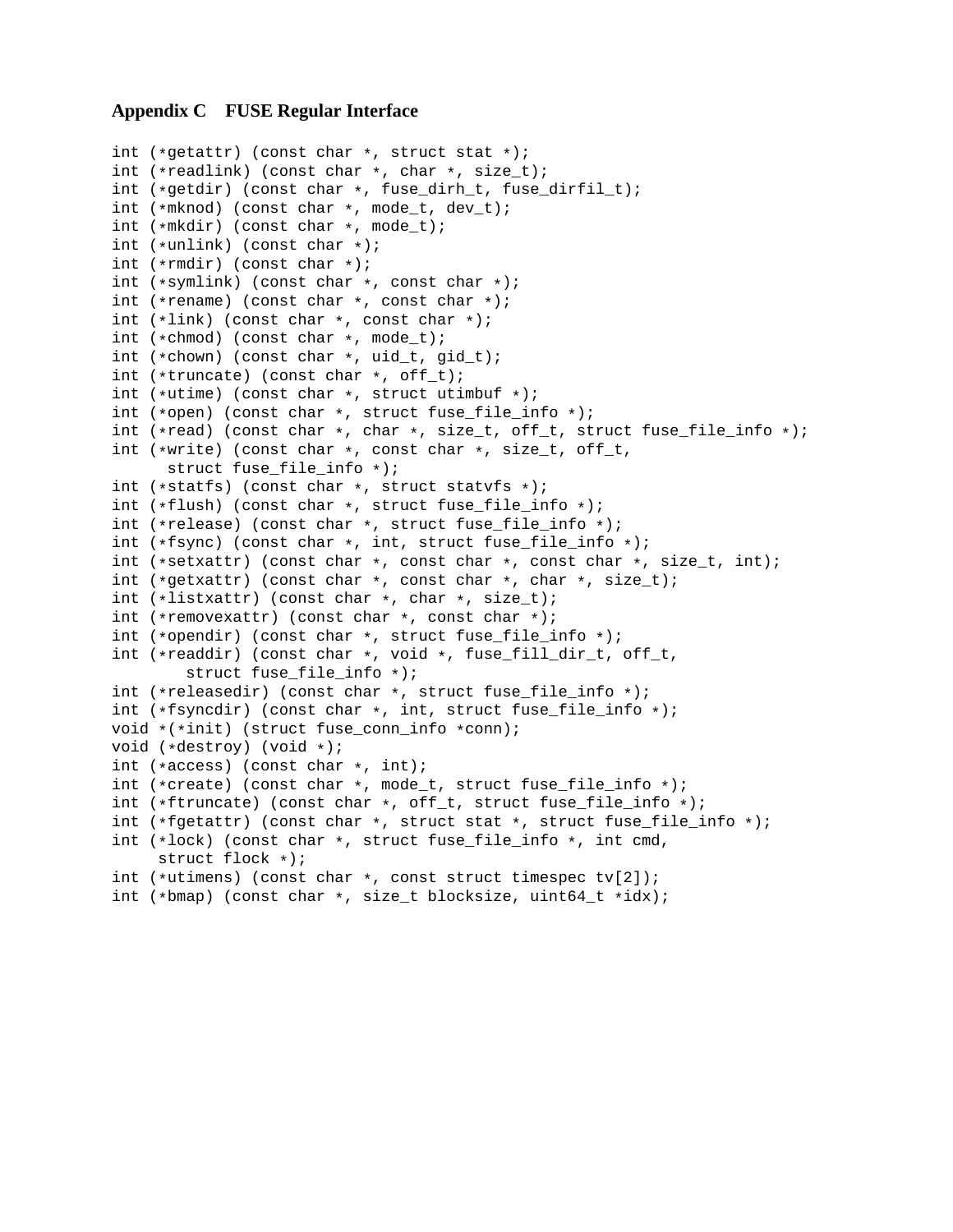## Appendix C FUSE Regular Interface

```
int (*getattr) (const char *, struct stat *);
int (*readlink) (const char *, char *, size_t);
int (*getdir) (const char *, fuse_dirh_t, fuse_dirfil_t);
int (*mknod) (const char *, mode_t, dev_t);
int (*mkdir) (const char *, mode_t);
int (*unlink) (const char *);
int (*rmdir) (const char *);
int (*symlink) (const char *, const char *);
int (*rename) (const char *, const char *);
int (*link) (const char *, const char *);
int (*chmod) (const char *, mode_t);
int (*chown) (const char *, uid_t, gid_t);
int (*truncate) (const char *, off_t);
int (*utime) (const char *, struct utimbuf *);
int (*open) (const char *, struct fuse_file_info *);
int (*read) (const char *, char *, size_t, off_t, struct fuse_file_info *);
int (*write) (const char *, const char *, size_t, off_t,
      struct fuse_file_info *);
int (*statfs) (const char *, struct statvfs *);
int (*flush) (const char *, struct fuse_file_info *);
int (*release) (const char *, struct fuse_file_info *);
int (*fsync) (const char *, int, struct fuse_file_info *);
int (*setxattr) (const char *, const char *, const char *, size_t, int);
int (*getxattr) (const char *, const char *, char *, size_t);
int (*listxattr) (const char *, char *, size_t);
int (*removexattr) (const char *, const char *);
int (*opendir) (const char *, struct fuse_file_info *);
int (*readdir) (const char *, void *, fuse_fill_dir_t, off_t,
        struct fuse_file_info *);
int (*releasedir) (const char *, struct fuse_file_info *);
int (*fsyncdir) (const char *, int, struct fuse_file_info *);
void *(*init) (struct fuse_conn_info *conn);
void (*destroy) (void *);
int (*access) (const char *, int);
int (*create) (const char *, mode_t, struct fuse_file_info *);
int (*ftruncate) (const char *, off_t, struct fuse_file_info *);
int (*fgetattr) (const char *, struct stat *, struct fuse_file_info *);
int (*lock) (const char *, struct fuse_file_info *, int cmd,
     struct flock *);
int (*utimens) (const char *, const struct timespec tv[2]);
int (*bmap) (const char *, size_t blocksize, uint64_t *idx);
```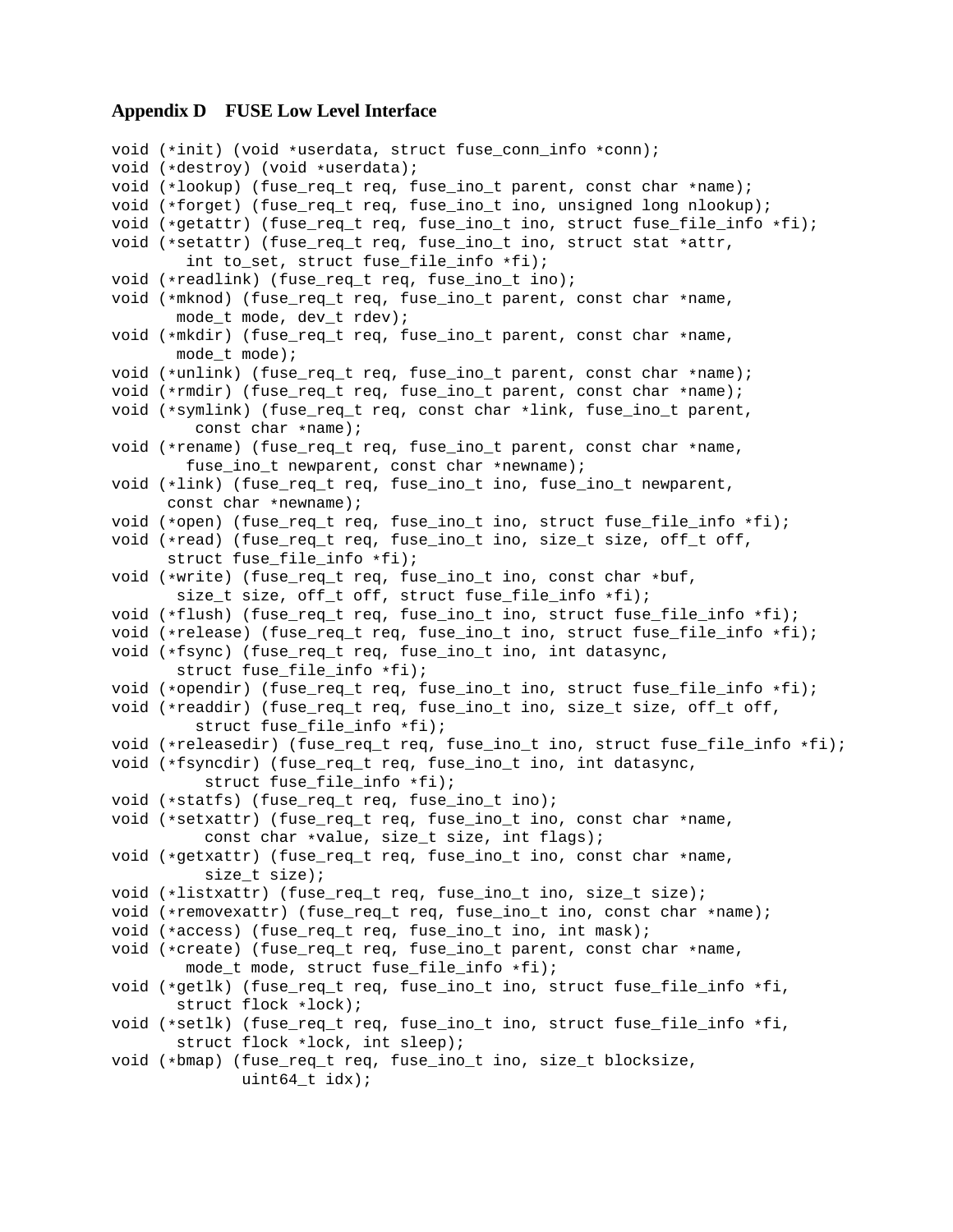## Appendix D FUSE Low Level Interface

```
void (*init) (void *userdata, struct fuse_conn_info *conn);
void (*destroy) (void *userdata);
void (*lookup) (fuse_req_t req, fuse_ino_t parent, const char *name);
void (*forget) (fuse_req_t req, fuse_ino_t ino, unsigned long nlookup);
void (*getattr) (fuse_req_t req, fuse_ino_t ino, struct fuse_file_info *fi);
void (*setattr) (fuse_req_t req, fuse_ino_t ino, struct stat *attr,
        int to_set, struct fuse_file_info *fi);
void (*readlink) (fuse_req_t req, fuse_ino_t ino);
void (*mknod) (fuse_req_t req, fuse_ino_t parent, const char *name,
       mode_t mode, dev_t rdev);
void (*mkdir) (fuse_req_t req, fuse_ino_t parent, const char *name,
       mode_t mode);
void (*unlink) (fuse_req_t req, fuse_ino_t parent, const char *name);
void (*rmdir) (fuse_req_t req, fuse_ino_t parent, const char *name);
void (*symlink) (fuse_req_t req, const char *link, fuse_ino_t parent,
         const char *name);
void (*rename) (fuse_req_t req, fuse_ino_t parent, const char *name,
        fuse_ino_t newparent, const char *newname);
void (*link) (fuse_req_t req, fuse_ino_t ino, fuse_ino_t newparent,
      const char *newname);
void (*open) (fuse_req_t req, fuse_ino_t ino, struct fuse_file_info *fi);
void (*read) (fuse_req_t req, fuse_ino_t ino, size_t size, off_t off,
      struct fuse_file_info *fi);
void (*write) (fuse_req_t req, fuse_ino_t ino, const char *buf,
       size_t size, off_t off, struct fuse_file_info *fi);
void (*flush) (fuse_req_t req, fuse_ino_t ino, struct fuse_file_info *fi);
void (*release) (fuse_req_t req, fuse_ino_t ino, struct fuse_file_info *fi);
void (*fsync) (fuse_req_t req, fuse_ino_t ino, int datasync,
       struct fuse_file_info *fi);
void (*opendir) (fuse_req_t req, fuse_ino_t ino, struct fuse_file_info *fi);
void (*readdir) (fuse_req_t req, fuse_ino_t ino, size_t size, off_t off,
         struct fuse_file_info *fi);
void (*releasedir) (fuse_req_t req, fuse_ino_t ino, struct fuse_file_info *fi);
void (*fsyncdir) (fuse_req_t req, fuse_ino_t ino, int datasync,
          struct fuse_file_info *fi);
void (*statfs) (fuse_req_t req, fuse_ino_t ino);
void (*setxattr) (fuse_req_t req, fuse_ino_t ino, const char *name,
          const char *value, size_t size, int flags);
void (*getxattr) (fuse_req_t req, fuse_ino_t ino, const char *name,
          size_t size);
void (*listxattr) (fuse_req_t req, fuse_ino_t ino, size_t size);
void (*removexattr) (fuse_req_t req, fuse_ino_t ino, const char *name);
void (*access) (fuse_req_t req, fuse_ino_t ino, int mask);
void (*create) (fuse_req_t req, fuse_ino_t parent, const char *name,
        mode_t mode, struct fuse_file_info *fi);
void (*getlk) (fuse_req_t req, fuse_ino_t ino, struct fuse_file_info *fi,
       struct flock *lock);
void (*setlk) (fuse_req_t req, fuse_ino_t ino, struct fuse_file_info *fi,
       struct flock *lock, int sleep);
void (*bmap) (fuse_req_t req, fuse_ino_t ino, size_t blocksize,
              uint64_t idx);
```